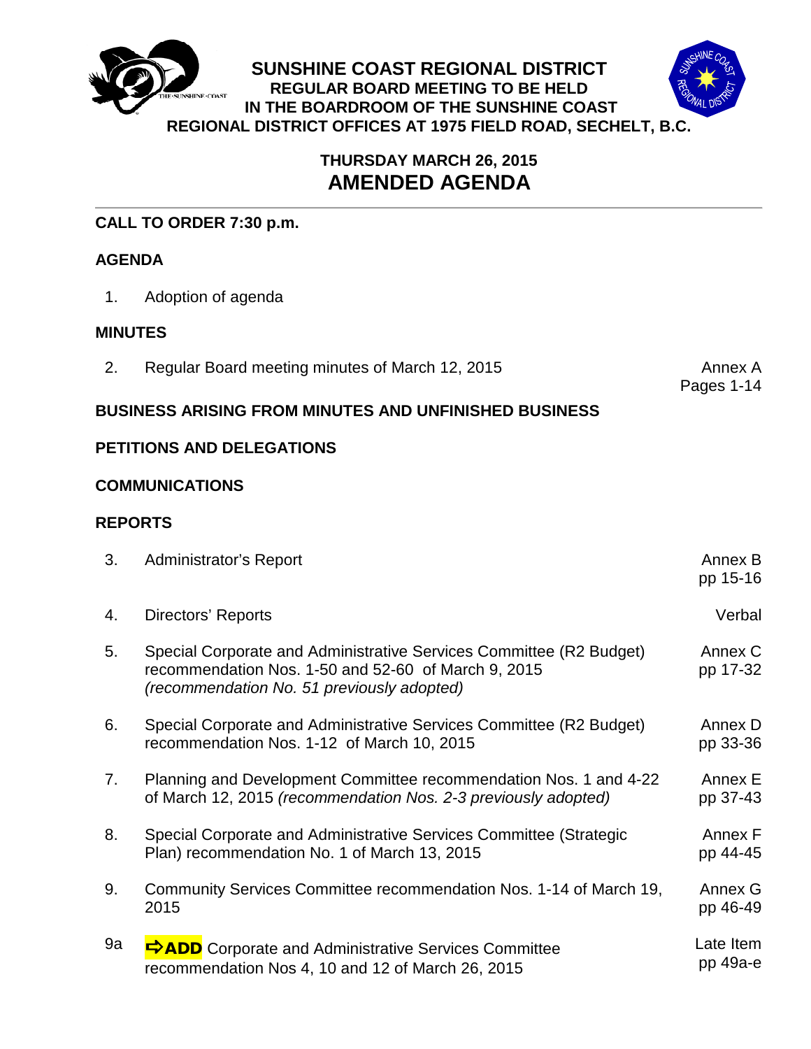# SUNSHINE COAST REGIONAL DISTRICT

**REGULAR BOARD MEETING TO BE HELD IN THE BOARDROOM OF THE SUNSHINE COAST REGIONAL DISTRICT OFFICES AT 1975 FIELD ROAD, SECHELT, B.C.**

**THURSDAY MARCH 26, 2015**

## AMENDED AGENDA

**CALL TO ORDER 7:30 p.m.**

**AGENDA**

1. Adoption of agenda

**MINUTES**

2. Regular Board meeting minutes of March 12, 2015 — Annex A, Pages 1-14

**BUSINESS ARISING FROM MINUTES AND UNFINISHED BUSINESS**

**PETITIONS AND DELEGATIONS**

**COMMUNICATIONS**

**REPORTS**

3. Administrator's Report — Annex B, pp 15-16

4. Directors' Reports — Verbal

5. Special Corporate and Administrative Services Committee (R2 Budget) recommendation Nos. 1-50 and 52-60 of March 9, 2015 *(recommendation No. 51 previously adopted)* — Annex C, pp 17-32

6. Special Corporate and Administrative Services Committee (R2 Budget) recommendation Nos. 1-12 of March 10, 2015 — Annex D, pp 33-36

7. Planning and Development Committee recommendation Nos. 1 and 4-22 of March 12, 2015 *(recommendation Nos. 2-3 previously adopted)* — Annex E, pp 37-43

8. Special Corporate and Administrative Services Committee (Strategic Plan) recommendation No. 1 of March 13, 2015 — Annex F, pp 44-45

9. Community Services Committee recommendation Nos. 1-14 of March 19, 2015 — Annex G, pp 46-49

9a. **⇨ADD** Corporate and Administrative Services Committee recommendation Nos 4, 10 and 12 of March 26, 2015 — Late Item, pp 49a-e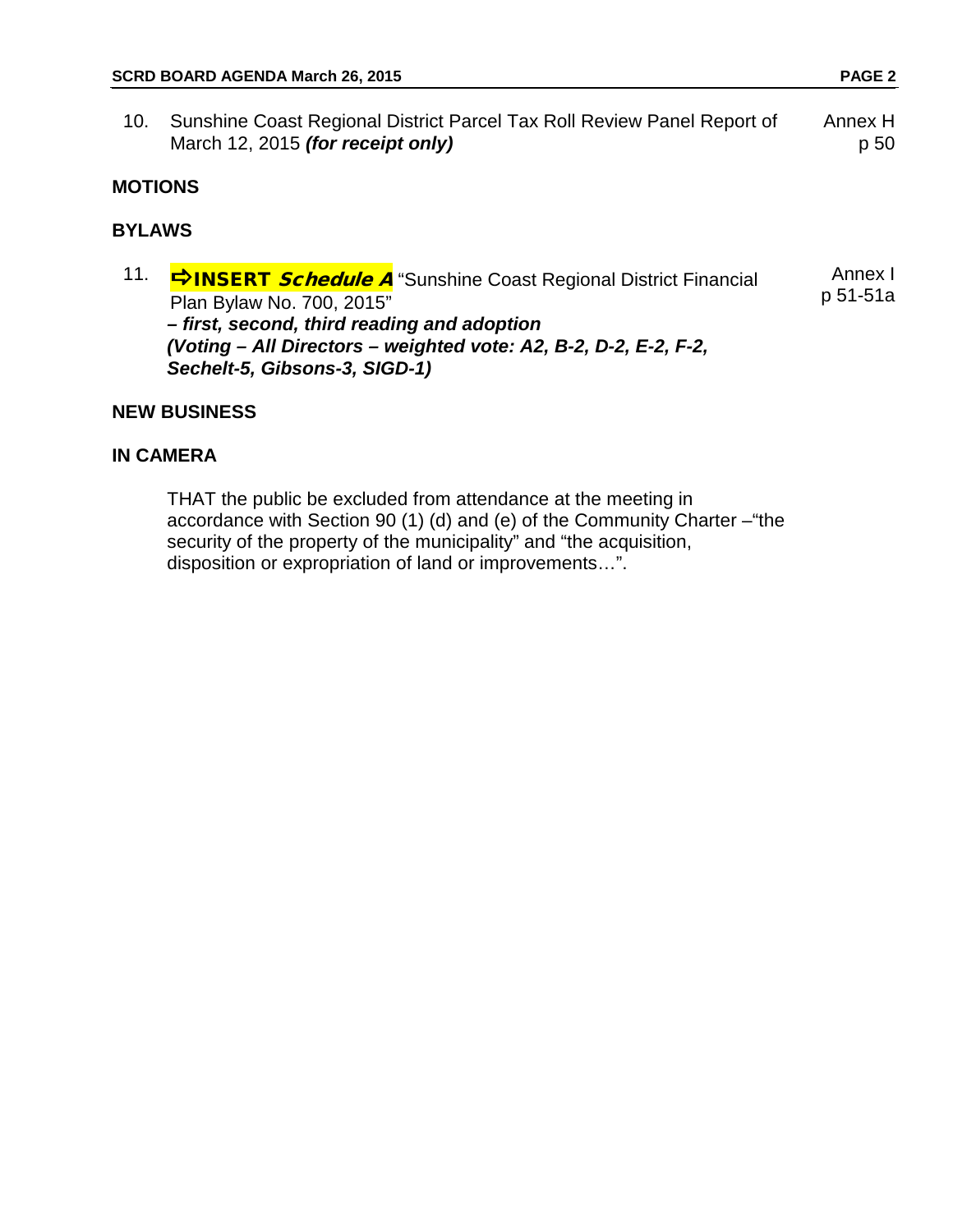10. Sunshine Coast Regional District Parcel Tax Roll Review Panel Report of March 12, 2015 ***(for receipt only)*** — Annex H p 50

## MOTIONS

## BYLAWS

11. **⇨INSERT *Schedule A*** "Sunshine Coast Regional District Financial Plan Bylaw No. 700, 2015" — Annex I p 51-51a
    ***– first, second, third reading and adoption***
    ***(Voting – All Directors – weighted vote: A2, B-2, D-2, E-2, F-2, Sechelt-5, Gibsons-3, SIGD-1)***

## NEW BUSINESS

## IN CAMERA

THAT the public be excluded from attendance at the meeting in accordance with Section 90 (1) (d) and (e) of the Community Charter –"the security of the property of the municipality" and "the acquisition, disposition or expropriation of land or improvements…".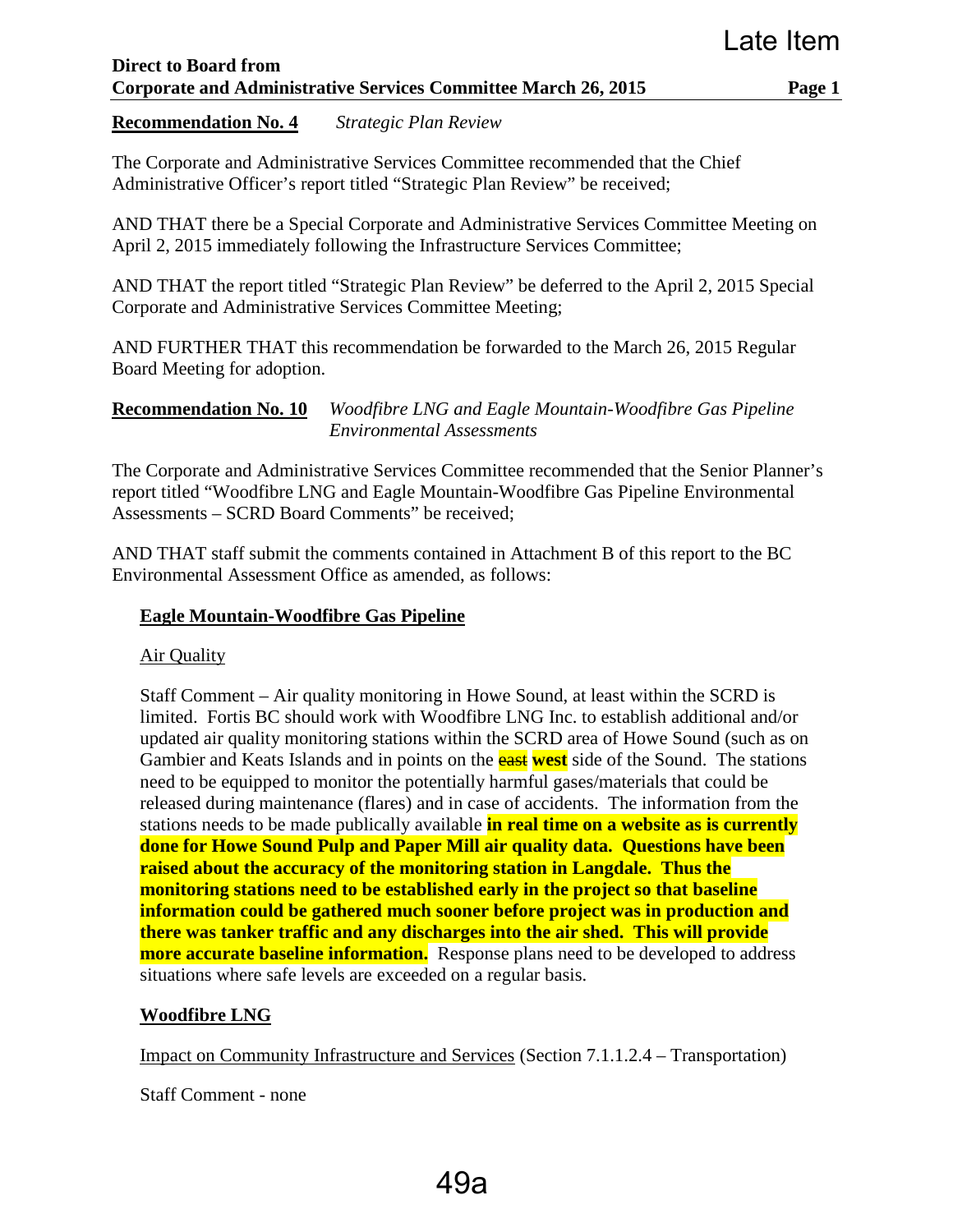Late Item

**Direct to Board from**
**Corporate and Administrative Services Committee March 26, 2015**

**Recommendation No. 4** *Strategic Plan Review*

The Corporate and Administrative Services Committee recommended that the Chief Administrative Officer's report titled "Strategic Plan Review" be received;

AND THAT there be a Special Corporate and Administrative Services Committee Meeting on April 2, 2015 immediately following the Infrastructure Services Committee;

AND THAT the report titled "Strategic Plan Review" be deferred to the April 2, 2015 Special Corporate and Administrative Services Committee Meeting;

AND FURTHER THAT this recommendation be forwarded to the March 26, 2015 Regular Board Meeting for adoption.

**Recommendation No. 10** *Woodfibre LNG and Eagle Mountain-Woodfibre Gas Pipeline Environmental Assessments*

The Corporate and Administrative Services Committee recommended that the Senior Planner's report titled "Woodfibre LNG and Eagle Mountain-Woodfibre Gas Pipeline Environmental Assessments – SCRD Board Comments" be received;

AND THAT staff submit the comments contained in Attachment B of this report to the BC Environmental Assessment Office as amended, as follows:

**Eagle Mountain-Woodfibre Gas Pipeline**

Air Quality

Staff Comment – Air quality monitoring in Howe Sound, at least within the SCRD is limited. Fortis BC should work with Woodfibre LNG Inc. to establish additional and/or updated air quality monitoring stations within the SCRD area of Howe Sound (such as on Gambier and Keats Islands and in points on the ~~east~~ **west** side of the Sound. The stations need to be equipped to monitor the potentially harmful gases/materials that could be released during maintenance (flares) and in case of accidents. The information from the stations needs to be made publically available **in real time on a website as is currently done for Howe Sound Pulp and Paper Mill air quality data. Questions have been raised about the accuracy of the monitoring station in Langdale. Thus the monitoring stations need to be established early in the project so that baseline information could be gathered much sooner before project was in production and there was tanker traffic and any discharges into the air shed. This will provide more accurate baseline information.** Response plans need to be developed to address situations where safe levels are exceeded on a regular basis.

**Woodfibre LNG**

Impact on Community Infrastructure and Services (Section 7.1.1.2.4 – Transportation)

Staff Comment - none

49a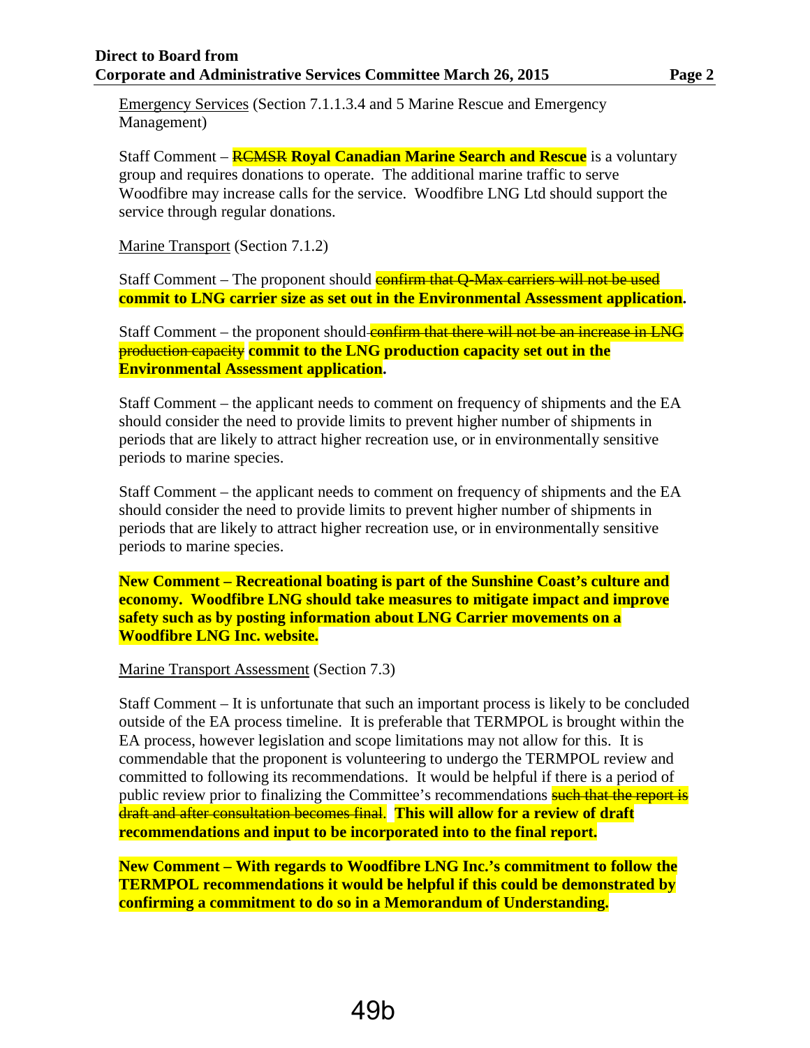<u>Emergency Services</u> (Section 7.1.1.3.4 and 5 Marine Rescue and Emergency Management)

Staff Comment – ~~RCMSR~~ **Royal Canadian Marine Search and Rescue** is a voluntary group and requires donations to operate. The additional marine traffic to serve Woodfibre may increase calls for the service. Woodfibre LNG Ltd should support the service through regular donations.

<u>Marine Transport</u> (Section 7.1.2)

Staff Comment – The proponent should ~~confirm that Q-Max carriers will not be used~~ **commit to LNG carrier size as set out in the Environmental Assessment application.**

Staff Comment – the proponent should ~~confirm that there will not be an increase in LNG production capacity~~ **commit to the LNG production capacity set out in the Environmental Assessment application.**

Staff Comment – the applicant needs to comment on frequency of shipments and the EA should consider the need to provide limits to prevent higher number of shipments in periods that are likely to attract higher recreation use, or in environmentally sensitive periods to marine species.

Staff Comment – the applicant needs to comment on frequency of shipments and the EA should consider the need to provide limits to prevent higher number of shipments in periods that are likely to attract higher recreation use, or in environmentally sensitive periods to marine species.

**New Comment – Recreational boating is part of the Sunshine Coast's culture and economy. Woodfibre LNG should take measures to mitigate impact and improve safety such as by posting information about LNG Carrier movements on a Woodfibre LNG Inc. website.**

<u>Marine Transport Assessment</u> (Section 7.3)

Staff Comment – It is unfortunate that such an important process is likely to be concluded outside of the EA process timeline. It is preferable that TERMPOL is brought within the EA process, however legislation and scope limitations may not allow for this. It is commendable that the proponent is volunteering to undergo the TERMPOL review and committed to following its recommendations. It would be helpful if there is a period of public review prior to finalizing the Committee's recommendations ~~such that the report is draft and after consultation becomes final~~. **This will allow for a review of draft recommendations and input to be incorporated into to the final report.**

**New Comment – With regards to Woodfibre LNG Inc.'s commitment to follow the TERMPOL recommendations it would be helpful if this could be demonstrated by confirming a commitment to do so in a Memorandum of Understanding.**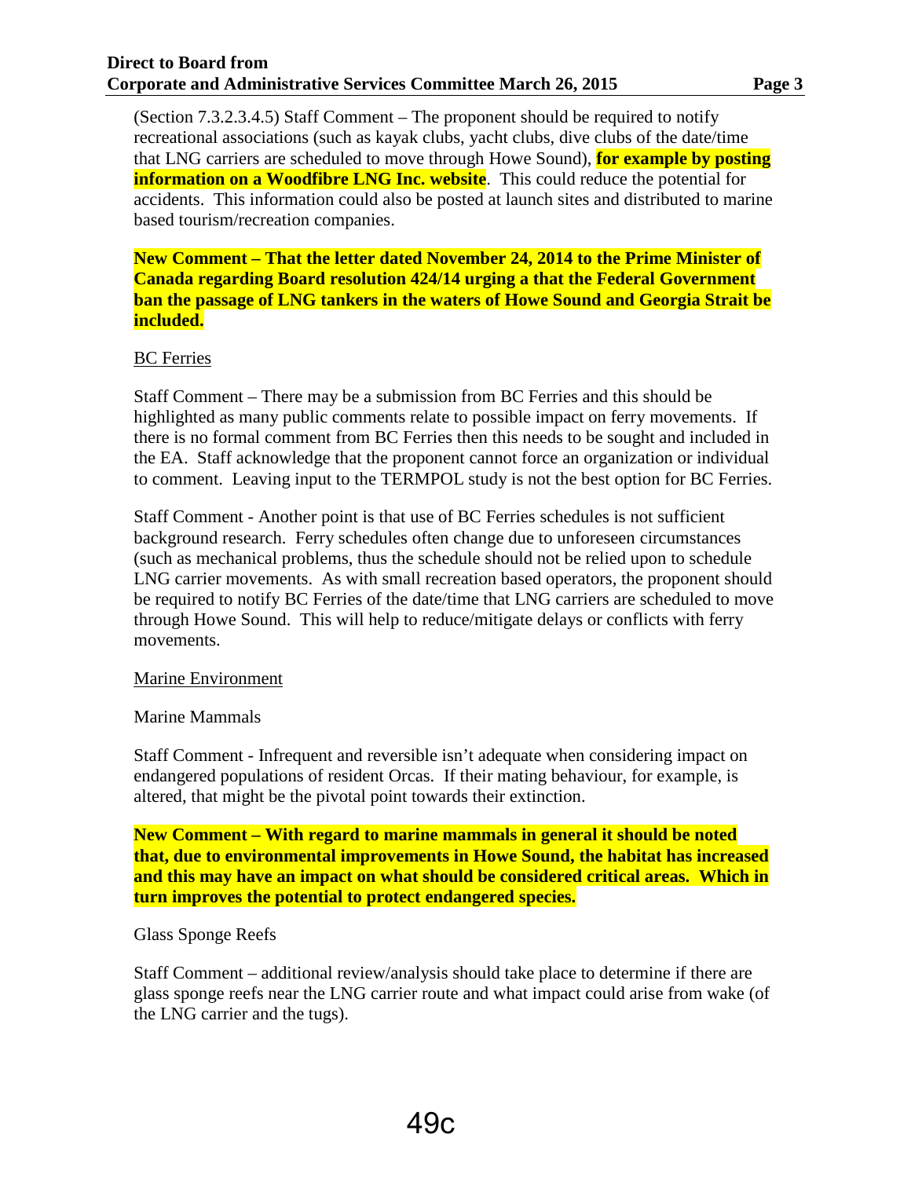(Section 7.3.2.3.4.5) Staff Comment – The proponent should be required to notify recreational associations (such as kayak clubs, yacht clubs, dive clubs of the date/time that LNG carriers are scheduled to move through Howe Sound), **for example by posting information on a Woodfibre LNG Inc. website**. This could reduce the potential for accidents. This information could also be posted at launch sites and distributed to marine based tourism/recreation companies.

**New Comment – That the letter dated November 24, 2014 to the Prime Minister of Canada regarding Board resolution 424/14 urging a that the Federal Government ban the passage of LNG tankers in the waters of Howe Sound and Georgia Strait be included.**

BC Ferries

Staff Comment – There may be a submission from BC Ferries and this should be highlighted as many public comments relate to possible impact on ferry movements. If there is no formal comment from BC Ferries then this needs to be sought and included in the EA. Staff acknowledge that the proponent cannot force an organization or individual to comment. Leaving input to the TERMPOL study is not the best option for BC Ferries.

Staff Comment - Another point is that use of BC Ferries schedules is not sufficient background research. Ferry schedules often change due to unforeseen circumstances (such as mechanical problems, thus the schedule should not be relied upon to schedule LNG carrier movements. As with small recreation based operators, the proponent should be required to notify BC Ferries of the date/time that LNG carriers are scheduled to move through Howe Sound. This will help to reduce/mitigate delays or conflicts with ferry movements.

Marine Environment

Marine Mammals

Staff Comment - Infrequent and reversible isn't adequate when considering impact on endangered populations of resident Orcas. If their mating behaviour, for example, is altered, that might be the pivotal point towards their extinction.

**New Comment – With regard to marine mammals in general it should be noted that, due to environmental improvements in Howe Sound, the habitat has increased and this may have an impact on what should be considered critical areas. Which in turn improves the potential to protect endangered species.**

Glass Sponge Reefs

Staff Comment – additional review/analysis should take place to determine if there are glass sponge reefs near the LNG carrier route and what impact could arise from wake (of the LNG carrier and the tugs).

49c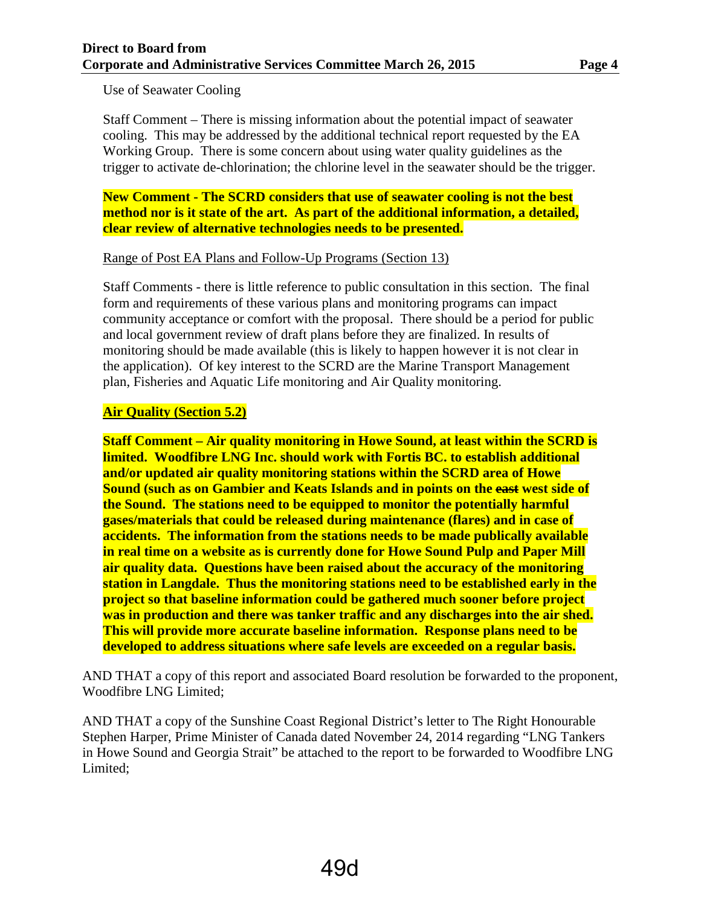Use of Seawater Cooling

Staff Comment – There is missing information about the potential impact of seawater cooling. This may be addressed by the additional technical report requested by the EA Working Group. There is some concern about using water quality guidelines as the trigger to activate de-chlorination; the chlorine level in the seawater should be the trigger.

**New Comment - The SCRD considers that use of seawater cooling is not the best method nor is it state of the art. As part of the additional information, a detailed, clear review of alternative technologies needs to be presented.**

Range of Post EA Plans and Follow-Up Programs (Section 13)

Staff Comments - there is little reference to public consultation in this section. The final form and requirements of these various plans and monitoring programs can impact community acceptance or comfort with the proposal. There should be a period for public and local government review of draft plans before they are finalized. In results of monitoring should be made available (this is likely to happen however it is not clear in the application). Of key interest to the SCRD are the Marine Transport Management plan, Fisheries and Aquatic Life monitoring and Air Quality monitoring.

**Air Quality (Section 5.2)**

**Staff Comment – Air quality monitoring in Howe Sound, at least within the SCRD is limited. Woodfibre LNG Inc. should work with Fortis BC. to establish additional and/or updated air quality monitoring stations within the SCRD area of Howe Sound (such as on Gambier and Keats Islands and in points on the ~~east~~ west side of the Sound. The stations need to be equipped to monitor the potentially harmful gases/materials that could be released during maintenance (flares) and in case of accidents. The information from the stations needs to be made publically available in real time on a website as is currently done for Howe Sound Pulp and Paper Mill air quality data. Questions have been raised about the accuracy of the monitoring station in Langdale. Thus the monitoring stations need to be established early in the project so that baseline information could be gathered much sooner before project was in production and there was tanker traffic and any discharges into the air shed. This will provide more accurate baseline information. Response plans need to be developed to address situations where safe levels are exceeded on a regular basis.**

AND THAT a copy of this report and associated Board resolution be forwarded to the proponent, Woodfibre LNG Limited;

AND THAT a copy of the Sunshine Coast Regional District's letter to The Right Honourable Stephen Harper, Prime Minister of Canada dated November 24, 2014 regarding "LNG Tankers in Howe Sound and Georgia Strait" be attached to the report to be forwarded to Woodfibre LNG Limited;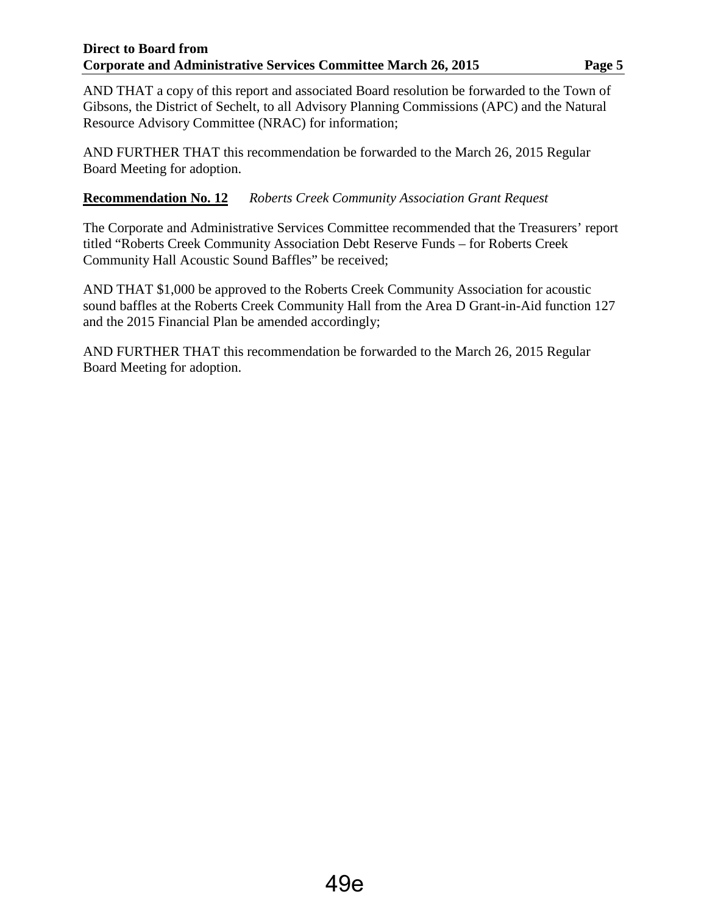AND THAT a copy of this report and associated Board resolution be forwarded to the Town of Gibsons, the District of Sechelt, to all Advisory Planning Commissions (APC) and the Natural Resource Advisory Committee (NRAC) for information;

AND FURTHER THAT this recommendation be forwarded to the March 26, 2015 Regular Board Meeting for adoption.

**Recommendation No. 12** *Roberts Creek Community Association Grant Request*

The Corporate and Administrative Services Committee recommended that the Treasurers' report titled "Roberts Creek Community Association Debt Reserve Funds – for Roberts Creek Community Hall Acoustic Sound Baffles" be received;

AND THAT $1,000 be approved to the Roberts Creek Community Association for acoustic sound baffles at the Roberts Creek Community Hall from the Area D Grant-in-Aid function 127 and the 2015 Financial Plan be amended accordingly;

AND FURTHER THAT this recommendation be forwarded to the March 26, 2015 Regular Board Meeting for adoption.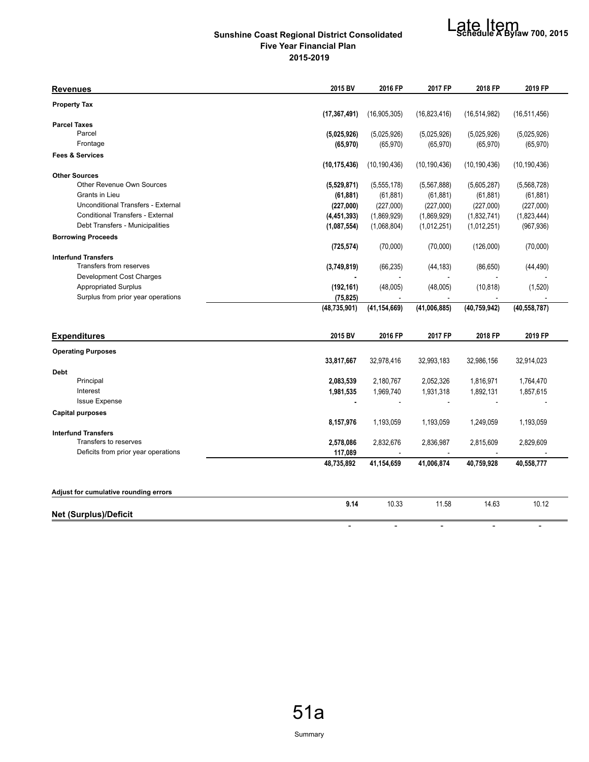Late Item

**Schedule A Bylaw 700, 2015**

## Sunshine Coast Regional District Consolidated Five Year Financial Plan 2015-2019

| Revenues | 2015 BV | 2016 FP | 2017 FP | 2018 FP | 2019 FP |
|---|---|---|---|---|---|
| **Property Tax** | | | | | |
| | **(17,367,491)** | (16,905,305) | (16,823,416) | (16,514,982) | (16,511,456) |
| **Parcel Taxes** | | | | | |
| Parcel | **(5,025,926)** | (5,025,926) | (5,025,926) | (5,025,926) | (5,025,926) |
| Frontage | **(65,970)** | (65,970) | (65,970) | (65,970) | (65,970) |
| **Fees & Services** | | | | | |
| | **(10,175,436)** | (10,190,436) | (10,190,436) | (10,190,436) | (10,190,436) |
| **Other Sources** | | | | | |
| Other Revenue Own Sources | **(5,529,871)** | (5,555,178) | (5,567,888) | (5,605,287) | (5,568,728) |
| Grants in Lieu | **(61,881)** | (61,881) | (61,881) | (61,881) | (61,881) |
| Unconditional Transfers - External | **(227,000)** | (227,000) | (227,000) | (227,000) | (227,000) |
| Conditional Transfers - External | **(4,451,393)** | (1,869,929) | (1,869,929) | (1,832,741) | (1,823,444) |
| Debt Transfers - Municipalities | **(1,087,554)** | (1,068,804) | (1,012,251) | (1,012,251) | (967,936) |
| **Borrowing Proceeds** | | | | | |
| | **(725,574)** | (70,000) | (70,000) | (126,000) | (70,000) |
| **Interfund Transfers** | | | | | |
| Transfers from reserves | **(3,749,819)** | (66,235) | (44,183) | (86,650) | (44,490) |
| Development Cost Charges | **-** | - | - | - | - |
| Appropriated Surplus | **(192,161)** | (48,005) | (48,005) | (10,818) | (1,520) |
| Surplus from prior year operations | **(75,825)** | - | - | - | - |
| | **(48,735,901)** | **(41,154,669)** | **(41,006,885)** | **(40,759,942)** | **(40,558,787)** |

| Expenditures | 2015 BV | 2016 FP | 2017 FP | 2018 FP | 2019 FP |
|---|---|---|---|---|---|
| **Operating Purposes** | | | | | |
| | **33,817,667** | 32,978,416 | 32,993,183 | 32,986,156 | 32,914,023 |
| **Debt** | | | | | |
| Principal | **2,083,539** | 2,180,767 | 2,052,326 | 1,816,971 | 1,764,470 |
| Interest | **1,981,535** | 1,969,740 | 1,931,318 | 1,892,131 | 1,857,615 |
| Issue Expense | **-** | - | - | - | - |
| **Capital purposes** | | | | | |
| | **8,157,976** | 1,193,059 | 1,193,059 | 1,249,059 | 1,193,059 |
| **Interfund Transfers** | | | | | |
| Transfers to reserves | **2,578,086** | 2,832,676 | 2,836,987 | 2,815,609 | 2,829,609 |
| Deficits from prior year operations | **117,089** | - | - | - | - |
| | **48,735,892** | **41,154,659** | **41,006,874** | **40,759,928** | **40,558,777** |

| | 2015 BV | 2016 FP | 2017 FP | 2018 FP | 2019 FP |
|---|---|---|---|---|---|
| **Adjust for cumulative rounding errors** | | | | | |
| | **9.14** | 10.33 | 11.58 | 14.63 | 10.12 |
| **Net (Surplus)/Deficit** | | | | | |
| | - | - | - | - | - |

51a

Summary